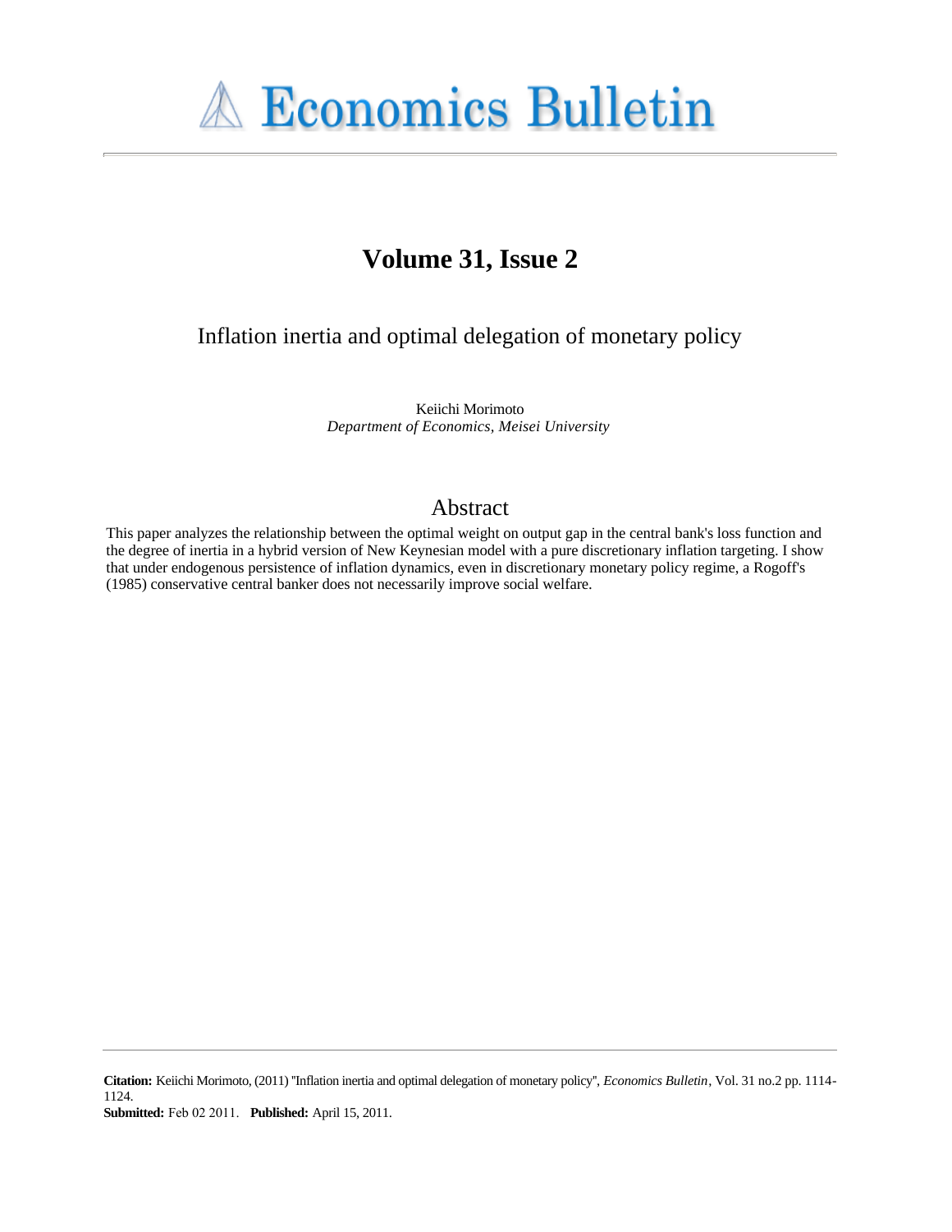# Economics Bulletin

## Volume 31, Issue 2

## Inflation inertia and optimal delegation of monetary policy

Keiichi Morimoto
*Department of Economics, Meisei University*

## Abstract

This paper analyzes the relationship between the optimal weight on output gap in the central bank's loss function and the degree of inertia in a hybrid version of New Keynesian model with a pure discretionary inflation targeting. I show that under endogenous persistence of inflation dynamics, even in discretionary monetary policy regime, a Rogoff's (1985) conservative central banker does not necessarily improve social welfare.

**Citation:** Keiichi Morimoto, (2011) ''Inflation inertia and optimal delegation of monetary policy'', *Economics Bulletin*, Vol. 31 no.2 pp. 1114-1124.
**Submitted:** Feb 02 2011. **Published:** April 15, 2011.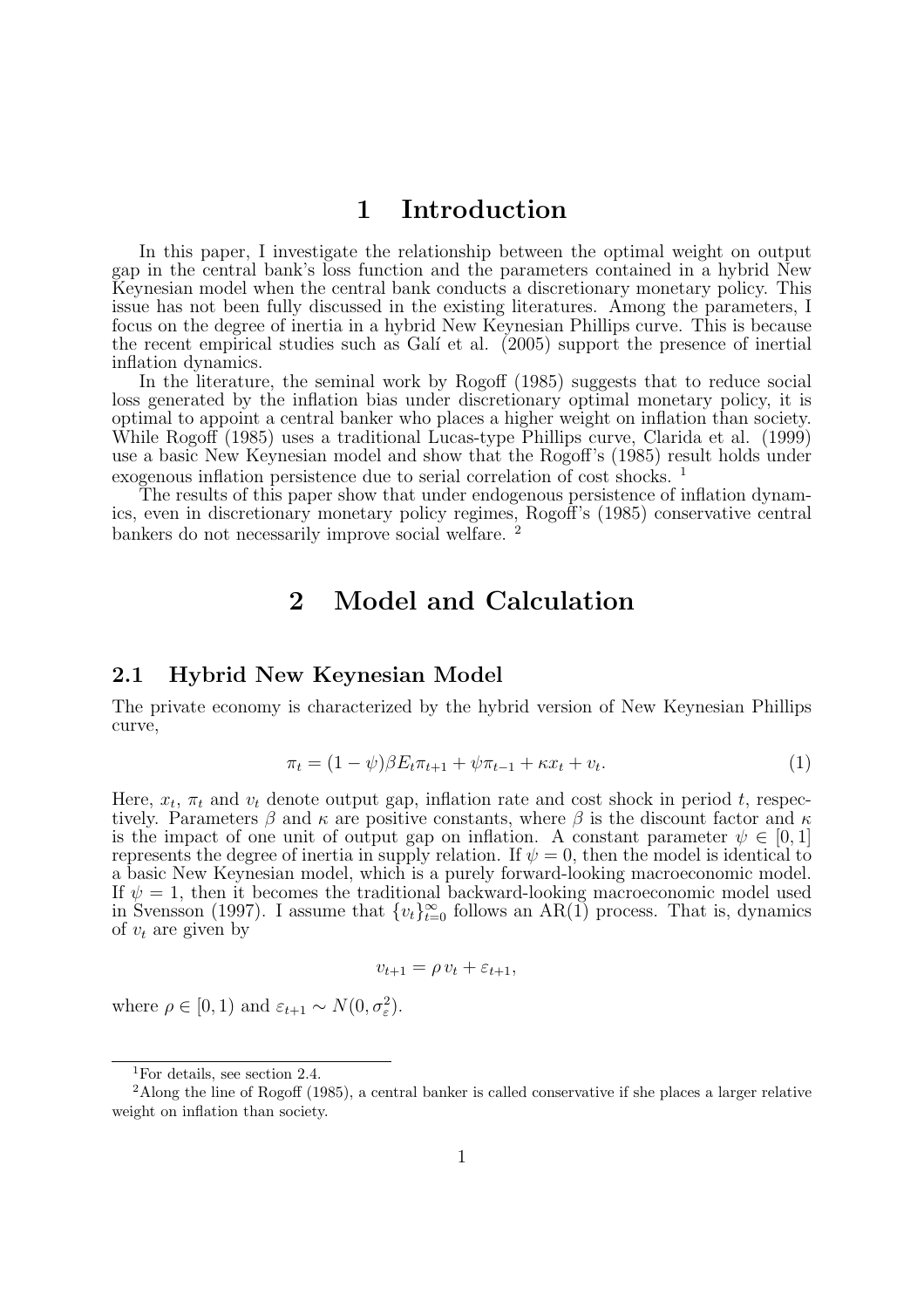# 1 Introduction

In this paper, I investigate the relationship between the optimal weight on output gap in the central bank's loss function and the parameters contained in a hybrid New Keynesian model when the central bank conducts a discretionary monetary policy. This issue has not been fully discussed in the existing literatures. Among the parameters, I focus on the degree of inertia in a hybrid New Keynesian Phillips curve. This is because the recent empirical studies such as Galí et al. (2005) support the presence of inertial inflation dynamics.

In the literature, the seminal work by Rogoff (1985) suggests that to reduce social loss generated by the inflation bias under discretionary optimal monetary policy, it is optimal to appoint a central banker who places a higher weight on inflation than society. While Rogoff (1985) uses a traditional Lucas-type Phillips curve, Clarida et al. (1999) use a basic New Keynesian model and show that the Rogoff's (1985) result holds under exogenous inflation persistence due to serial correlation of cost shocks. [1]

The results of this paper show that under endogenous persistence of inflation dynamics, even in discretionary monetary policy regimes, Rogoff's (1985) conservative central bankers do not necessarily improve social welfare. [2]

# 2 Model and Calculation

## 2.1 Hybrid New Keynesian Model

The private economy is characterized by the hybrid version of New Keynesian Phillips curve,

$$\pi_t = (1-\psi)\beta E_t \pi_{t+1} + \psi \pi_{t-1} + \kappa x_t + v_t. \tag{1}$$

Here, $x_t$, $\pi_t$ and $v_t$ denote output gap, inflation rate and cost shock in period $t$, respectively. Parameters $\beta$ and $\kappa$ are positive constants, where $\beta$ is the discount factor and $\kappa$ is the impact of one unit of output gap on inflation. A constant parameter $\psi \in [0,1]$ represents the degree of inertia in supply relation. If $\psi = 0$, then the model is identical to a basic New Keynesian model, which is a purely forward-looking macroeconomic model. If $\psi = 1$, then it becomes the traditional backward-looking macroeconomic model used in Svensson (1997). I assume that $\{v_t\}_{t=0}^{\infty}$ follows an AR(1) process. That is, dynamics of $v_t$ are given by

$$v_{t+1} = \rho\, v_t + \varepsilon_{t+1},$$

where $\rho \in [0,1)$ and $\varepsilon_{t+1} \sim N(0, \sigma_\varepsilon^2)$.

[1] For details, see section 2.4.

[2] Along the line of Rogoff (1985), a central banker is called conservative if she places a larger relative weight on inflation than society.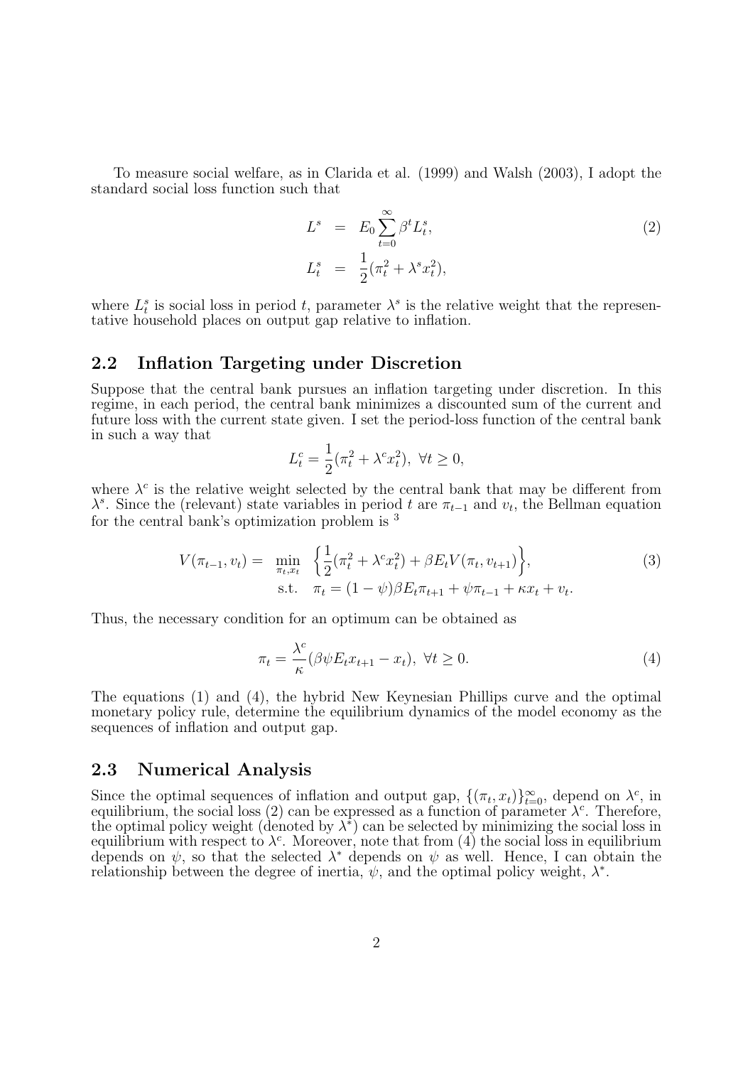To measure social welfare, as in Clarida et al. (1999) and Walsh (2003), I adopt the standard social loss function such that

$$
\begin{aligned}
L^s &= E_0 \sum_{t=0}^{\infty} \beta^t L_t^s, \\
L_t^s &= \frac{1}{2}(\pi_t^2 + \lambda^s x_t^2),
\end{aligned}
\tag{2}
$$

where $L_t^s$ is social loss in period $t$, parameter $\lambda^s$ is the relative weight that the representative household places on output gap relative to inflation.

## 2.2 Inflation Targeting under Discretion

Suppose that the central bank pursues an inflation targeting under discretion. In this regime, in each period, the central bank minimizes a discounted sum of the current and future loss with the current state given. I set the period-loss function of the central bank in such a way that

$$
L_t^c = \frac{1}{2}(\pi_t^2 + \lambda^c x_t^2), \ \forall t \geq 0,
$$

where $\lambda^c$ is the relative weight selected by the central bank that may be different from $\lambda^s$. Since the (relevant) state variables in period $t$ are $\pi_{t-1}$ and $v_t$, the Bellman equation for the central bank's optimization problem is [3]

$$
\begin{aligned}
V(\pi_{t-1}, v_t) = \ &\min_{\pi_t, x_t} \ \Big\{ \frac{1}{2}(\pi_t^2 + \lambda^c x_t^2) + \beta E_t V(\pi_t, v_{t+1}) \Big\}, \\
&\text{s.t.} \quad \pi_t = (1-\psi)\beta E_t \pi_{t+1} + \psi \pi_{t-1} + \kappa x_t + v_t.
\end{aligned}
\tag{3}
$$

Thus, the necessary condition for an optimum can be obtained as

$$
\pi_t = \frac{\lambda^c}{\kappa}(\beta \psi E_t x_{t+1} - x_t), \ \forall t \geq 0. \tag{4}
$$

The equations (1) and (4), the hybrid New Keynesian Phillips curve and the optimal monetary policy rule, determine the equilibrium dynamics of the model economy as the sequences of inflation and output gap.

## 2.3 Numerical Analysis

Since the optimal sequences of inflation and output gap, $\{(\pi_t, x_t)\}_{t=0}^{\infty}$, depend on $\lambda^c$, in equilibrium, the social loss (2) can be expressed as a function of parameter $\lambda^c$. Therefore, the optimal policy weight (denoted by $\lambda^*$) can be selected by minimizing the social loss in equilibrium with respect to $\lambda^c$. Moreover, note that from (4) the social loss in equilibrium depends on $\psi$, so that the selected $\lambda^*$ depends on $\psi$ as well. Hence, I can obtain the relationship between the degree of inertia, $\psi$, and the optimal policy weight, $\lambda^*$.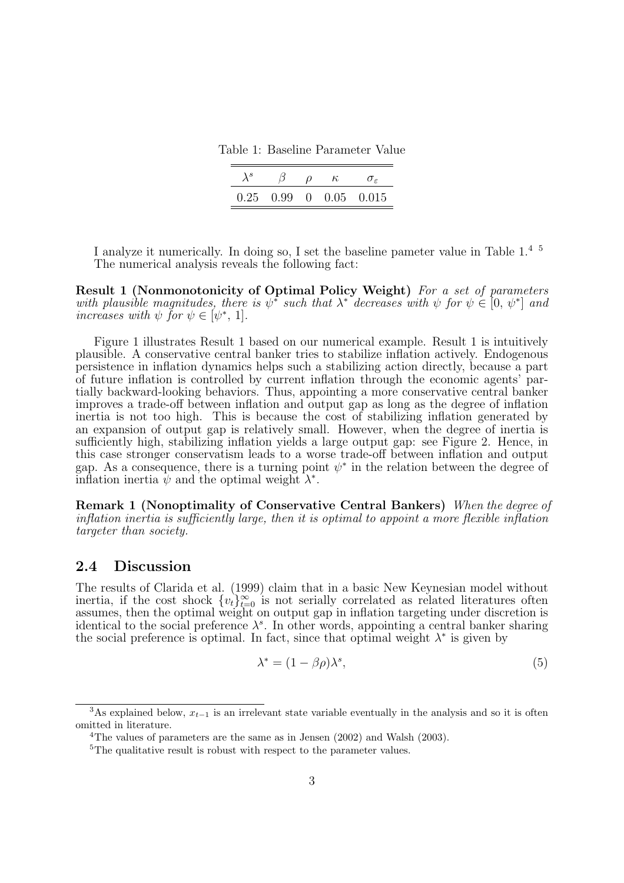Table 1: Baseline Parameter Value

| $\lambda^s$ | $\beta$ | $\rho$ | $\kappa$ | $\sigma_\varepsilon$ |
|---|---|---|---|---|
| 0.25 | 0.99 | 0 | 0.05 | 0.015 |

I analyze it numerically. In doing so, I set the baseline pameter value in Table 1.[4] [5] The numerical analysis reveals the following fact:

**Result 1 (Nonmonotonicity of Optimal Policy Weight)** *For a set of parameters with plausible magnitudes, there is $\psi^*$ such that $\lambda^*$ decreases with $\psi$ for $\psi \in [0,\, \psi^*]$ and increases with $\psi$ for $\psi \in [\psi^*,\, 1]$.*

Figure 1 illustrates Result 1 based on our numerical example. Result 1 is intuitively plausible. A conservative central banker tries to stabilize inflation actively. Endogenous persistence in inflation dynamics helps such a stabilizing action directly, because a part of future inflation is controlled by current inflation through the economic agents' partially backward-looking behaviors. Thus, appointing a more conservative central banker improves a trade-off between inflation and output gap as long as the degree of inflation inertia is not too high. This is because the cost of stabilizing inflation generated by an expansion of output gap is relatively small. However, when the degree of inertia is sufficiently high, stabilizing inflation yields a large output gap: see Figure 2. Hence, in this case stronger conservatism leads to a worse trade-off between inflation and output gap. As a consequence, there is a turning point $\psi^*$ in the relation between the degree of inflation inertia $\psi$ and the optimal weight $\lambda^*$.

**Remark 1 (Nonoptimality of Conservative Central Bankers)** *When the degree of inflation inertia is sufficiently large, then it is optimal to appoint a more flexible inflation targeter than society.*

## 2.4 Discussion

The results of Clarida et al. (1999) claim that in a basic New Keynesian model without inertia, if the cost shock $\{v_t\}_{t=0}^{\infty}$ is not serially correlated as related literatures often assumes, then the optimal weight on output gap in inflation targeting under discretion is identical to the social preference $\lambda^s$. In other words, appointing a central banker sharing the social preference is optimal. In fact, since that optimal weight $\lambda^*$ is given by

$$\lambda^* = (1 - \beta\rho)\lambda^s, \tag{5}$$

[3] As explained below, $x_{t-1}$ is an irrelevant state variable eventually in the analysis and so it is often omitted in literature.

[4] The values of parameters are the same as in Jensen (2002) and Walsh (2003).

[5] The qualitative result is robust with respect to the parameter values.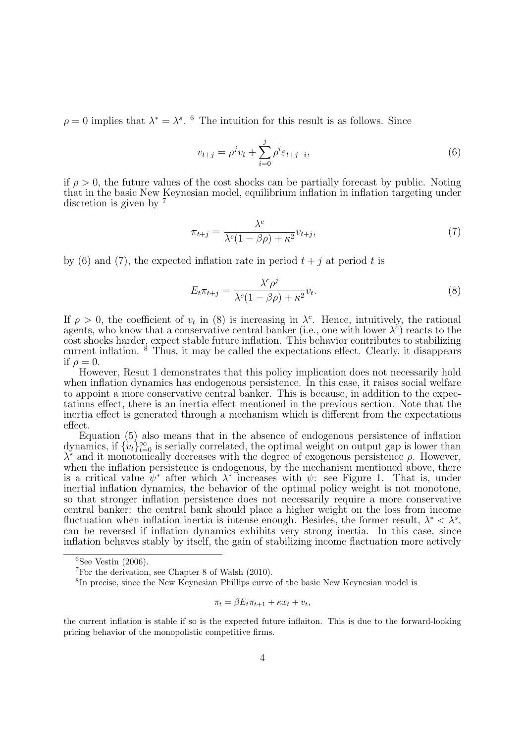$\rho = 0$ implies that $\lambda^* = \lambda^s$. [6] The intuition for this result is as follows. Since

$$v_{t+j} = \rho^j v_t + \sum_{i=0}^{j} \rho^i \varepsilon_{t+j-i}, \tag{6}$$

if $\rho > 0$, the future values of the cost shocks can be partially forecast by public. Noting that in the basic New Keynesian model, equilibrium inflation in inflation targeting under discretion is given by [7]

$$\pi_{t+j} = \frac{\lambda^c}{\lambda^c(1-\beta\rho) + \kappa^2} v_{t+j}, \tag{7}$$

by (6) and (7), the expected inflation rate in period $t+j$ at period $t$ is

$$E_t \pi_{t+j} = \frac{\lambda^c \rho^j}{\lambda^c(1-\beta\rho) + \kappa^2} v_t. \tag{8}$$

If $\rho > 0$, the coefficient of $v_t$ in (8) is increasing in $\lambda^c$. Hence, intuitively, the rational agents, who know that a conservative central banker (i.e., one with lower $\lambda^c$) reacts to the cost shocks harder, expect stable future inflation. This behavior contributes to stabilizing current inflation. [8] Thus, it may be called the expectations effect. Clearly, it disappears if $\rho = 0$.

However, Resut 1 demonstrates that this policy implication does not necessarily hold when inflation dynamics has endogenous persistence. In this case, it raises social welfare to appoint a more conservative central banker. This is because, in addition to the expectations effect, there is an inertia effect mentioned in the previous section. Note that the inertia effect is generated through a mechanism which is different from the expectations effect.

Equation (5) also means that in the absence of endogenous persistence of inflation dynamics, if $\{v_t\}_{t=0}^{\infty}$ is serially correlated, the optimal weight on output gap is lower than $\lambda^s$ and it monotonically decreases with the degree of exogenous persistence $\rho$. However, when the inflation persistence is endogenous, by the mechanism mentioned above, there is a critical value $\psi^*$ after which $\lambda^*$ increases with $\psi$: see Figure 1. That is, under inertial inflation dynamics, the behavior of the optimal policy weight is not monotone, so that stronger inflation persistence does not necessarily require a more conservative central banker: the central bank should place a higher weight on the loss from income fluctuation when inflation inertia is intense enough. Besides, the former result, $\lambda^* < \lambda^s$, can be reversed if inflation dynamics exhibits very strong inertia. In this case, since inflation behaves stably by itself, the gain of stabilizing income flactuation more actively

---

[6] See Vestin (2006).

[7] For the derivation, see Chapter 8 of Walsh (2010).

[8] In precise, since the New Keynesian Phillips curve of the basic New Keynesian model is

$$\pi_t = \beta E_t \pi_{t+1} + \kappa x_t + v_t,$$

the current inflation is stable if so is the expected future infaliton. This is due to the forward-looking pricing behavior of the monopolistic competitive firms.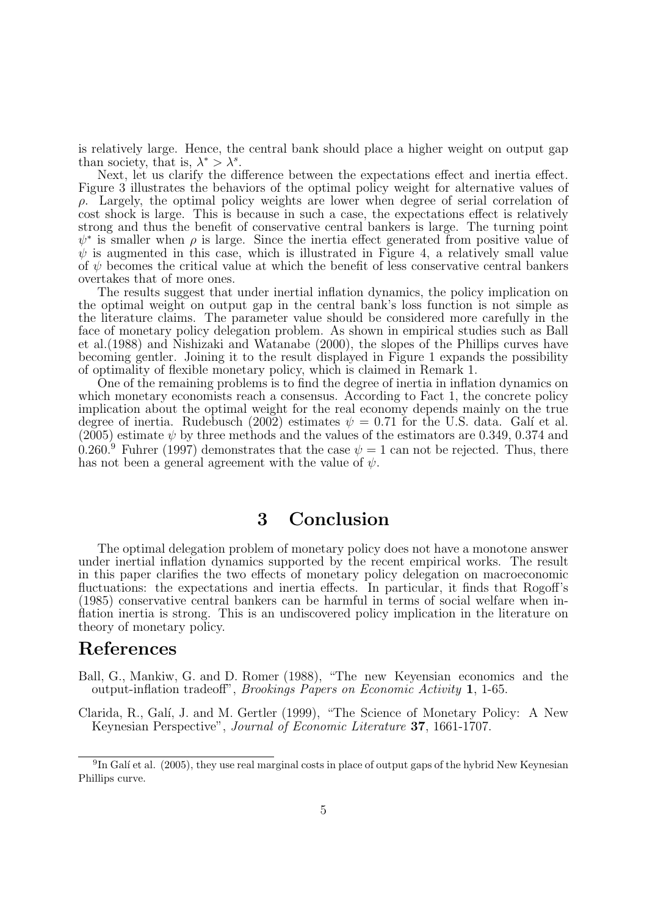is relatively large. Hence, the central bank should place a higher weight on output gap than society, that is, $\lambda^* > \lambda^s$.

Next, let us clarify the difference between the expectations effect and inertia effect. Figure 3 illustrates the behaviors of the optimal policy weight for alternative values of $\rho$. Largely, the optimal policy weights are lower when degree of serial correlation of cost shock is large. This is because in such a case, the expectations effect is relatively strong and thus the benefit of conservative central bankers is large. The turning point $\psi^*$ is smaller when $\rho$ is large. Since the inertia effect generated from positive value of $\psi$ is augmented in this case, which is illustrated in Figure 4, a relatively small value of $\psi$ becomes the critical value at which the benefit of less conservative central bankers overtakes that of more ones.

The results suggest that under inertial inflation dynamics, the policy implication on the optimal weight on output gap in the central bank's loss function is not simple as the literature claims. The parameter value should be considered more carefully in the face of monetary policy delegation problem. As shown in empirical studies such as Ball et al.(1988) and Nishizaki and Watanabe (2000), the slopes of the Phillips curves have becoming gentler. Joining it to the result displayed in Figure 1 expands the possibility of optimality of flexible monetary policy, which is claimed in Remark 1.

One of the remaining problems is to find the degree of inertia in inflation dynamics on which monetary economists reach a consensus. According to Fact 1, the concrete policy implication about the optimal weight for the real economy depends mainly on the true degree of inertia. Rudebusch (2002) estimates $\psi = 0.71$ for the U.S. data. Galí et al. (2005) estimate $\psi$ by three methods and the values of the estimators are 0.349, 0.374 and 0.260.[9] Fuhrer (1997) demonstrates that the case $\psi = 1$ can not be rejected. Thus, there has not been a general agreement with the value of $\psi$.

# 3 Conclusion

The optimal delegation problem of monetary policy does not have a monotone answer under inertial inflation dynamics supported by the recent empirical works. The result in this paper clarifies the two effects of monetary policy delegation on macroeconomic fluctuations: the expectations and inertia effects. In particular, it finds that Rogoff's (1985) conservative central bankers can be harmful in terms of social welfare when inflation inertia is strong. This is an undiscovered policy implication in the literature on theory of monetary policy.

# References

Ball, G., Mankiw, G. and D. Romer (1988), "The new Keyensian economics and the output-inflation tradeoff", *Brookings Papers on Economic Activity* **1**, 1-65.

Clarida, R., Galí, J. and M. Gertler (1999), "The Science of Monetary Policy: A New Keynesian Perspective", *Journal of Economic Literature* **37**, 1661-1707.

[9] In Galí et al. (2005), they use real marginal costs in place of output gaps of the hybrid New Keynesian Phillips curve.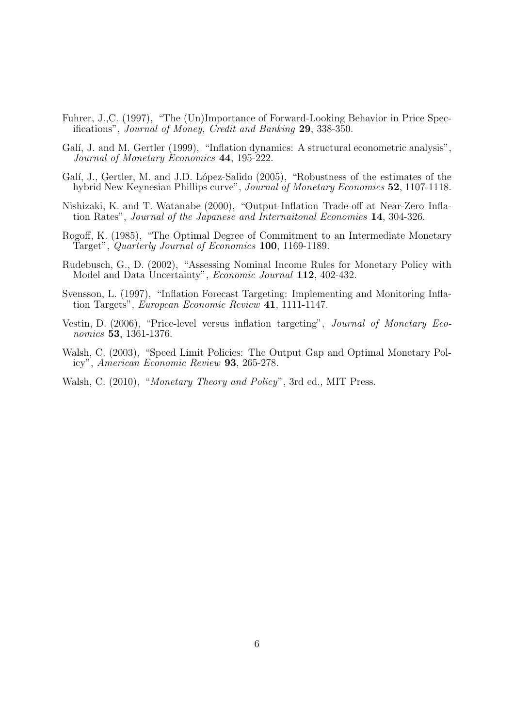Fuhrer, J.,C. (1997), "The (Un)Importance of Forward-Looking Behavior in Price Specifications", *Journal of Money, Credit and Banking* **29**, 338-350.

Galí, J. and M. Gertler (1999), "Inflation dynamics: A structural econometric analysis", *Journal of Monetary Economics* **44**, 195-222.

Galí, J., Gertler, M. and J.D. López-Salido (2005), "Robustness of the estimates of the hybrid New Keynesian Phillips curve", *Journal of Monetary Economics* **52**, 1107-1118.

Nishizaki, K. and T. Watanabe (2000), "Output-Inflation Trade-off at Near-Zero Inflation Rates", *Journal of the Japanese and Internaitonal Economies* **14**, 304-326.

Rogoff, K. (1985), "The Optimal Degree of Commitment to an Intermediate Monetary Target", *Quarterly Journal of Economics* **100**, 1169-1189.

Rudebusch, G., D. (2002), "Assessing Nominal Income Rules for Monetary Policy with Model and Data Uncertainty", *Economic Journal* **112**, 402-432.

Svensson, L. (1997), "Inflation Forecast Targeting: Implementing and Monitoring Inflation Targets", *European Economic Review* **41**, 1111-1147.

Vestin, D. (2006), "Price-level versus inflation targeting", *Journal of Monetary Economics* **53**, 1361-1376.

Walsh, C. (2003), "Speed Limit Policies: The Output Gap and Optimal Monetary Policy", *American Economic Review* **93**, 265-278.

Walsh, C. (2010), "*Monetary Theory and Policy*", 3rd ed., MIT Press.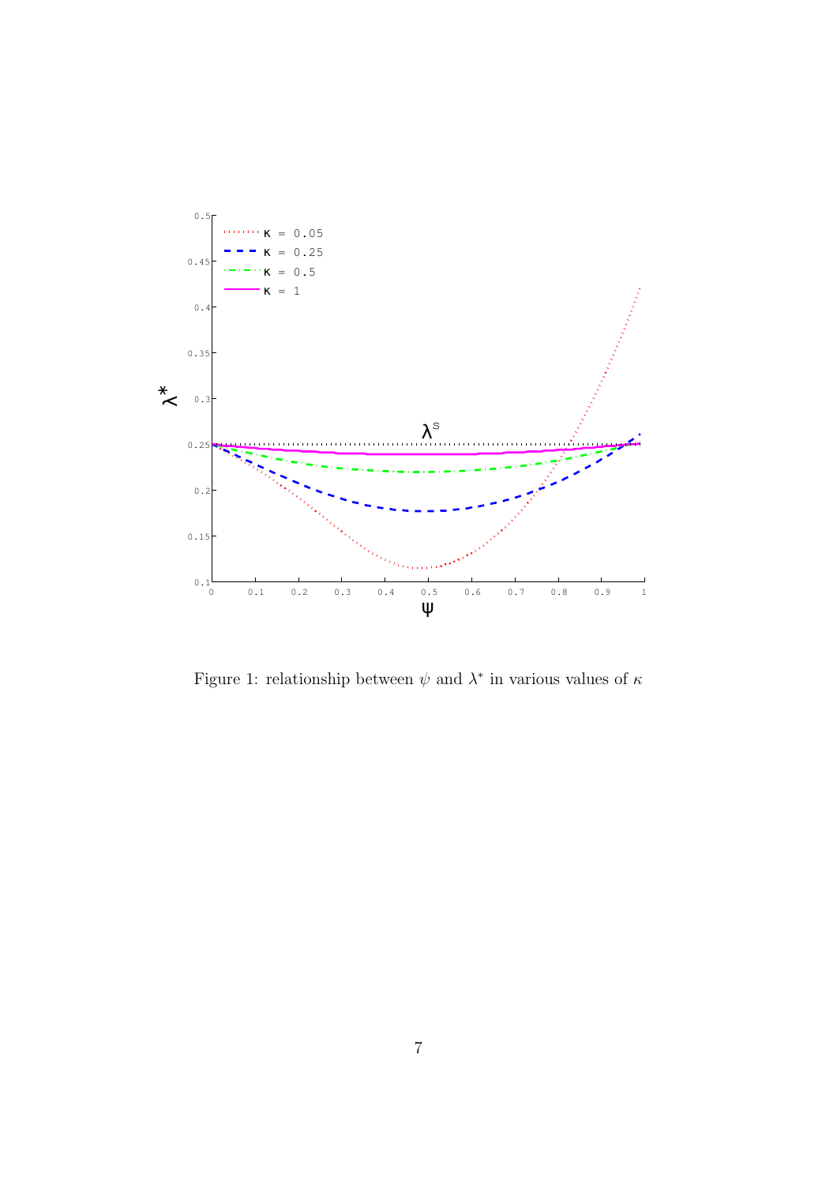Figure 1: relationship between $\psi$ and $\lambda^*$ in various values of $\kappa$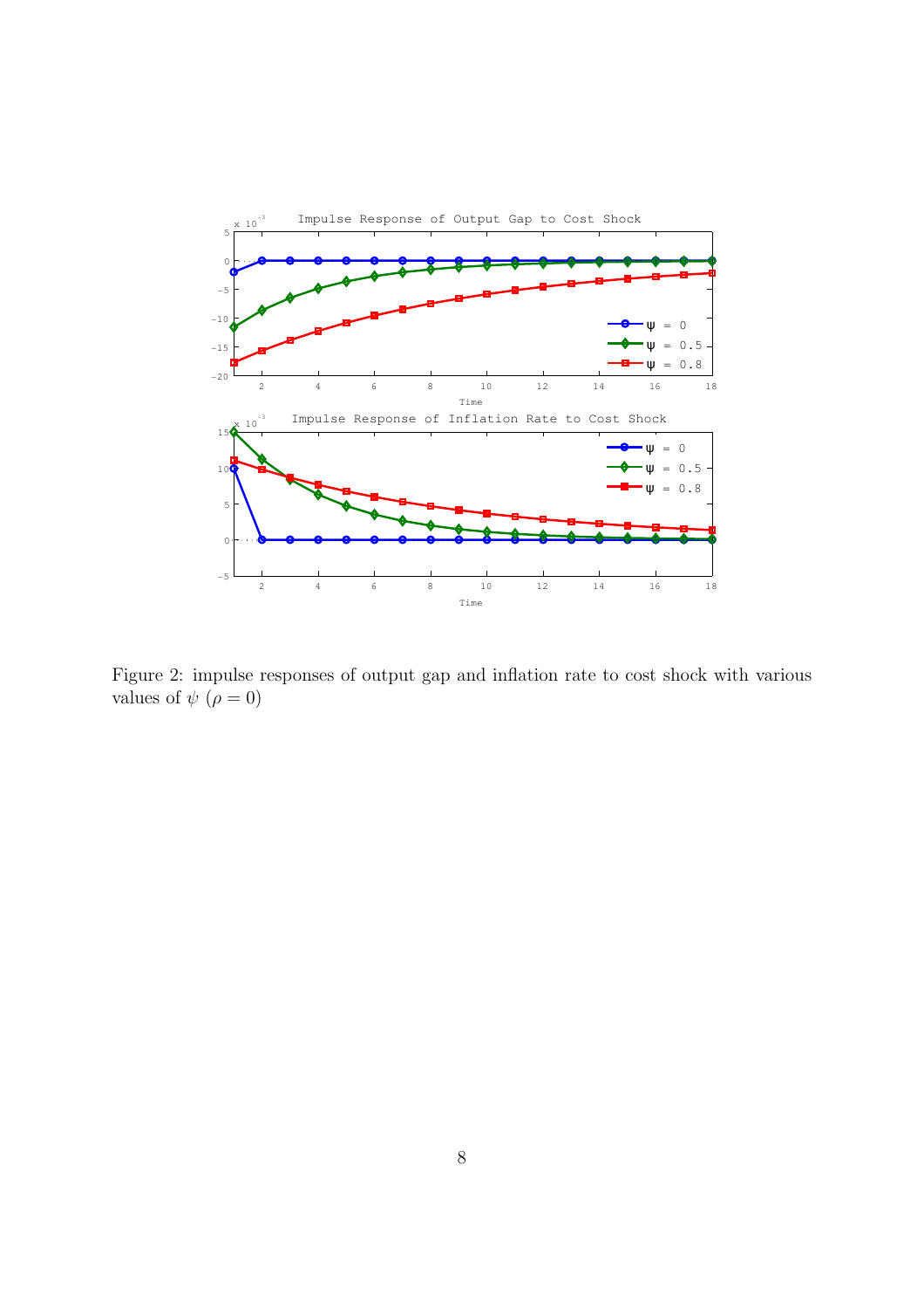Figure 2: impulse responses of output gap and inflation rate to cost shock with various values of $\psi$ ($\rho = 0$)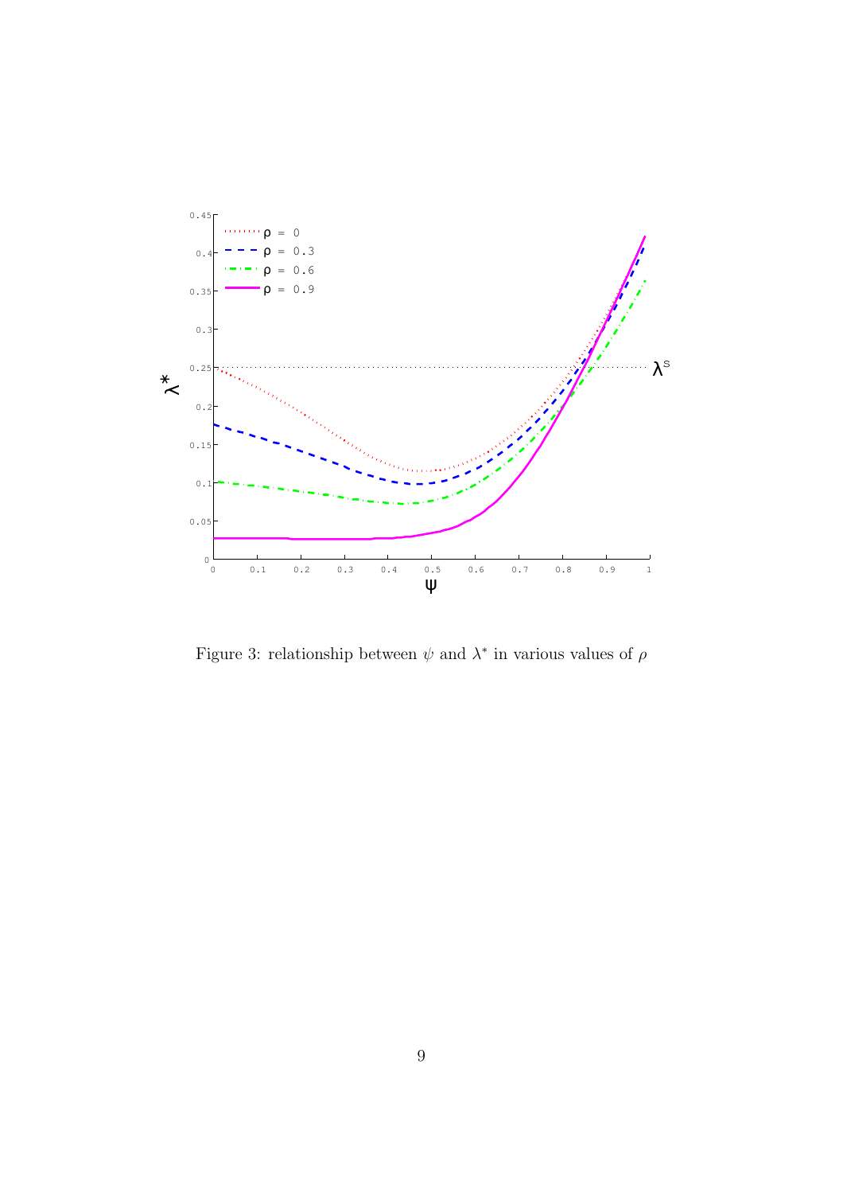Figure 3: relationship between $\psi$ and $\lambda^*$ in various values of $\rho$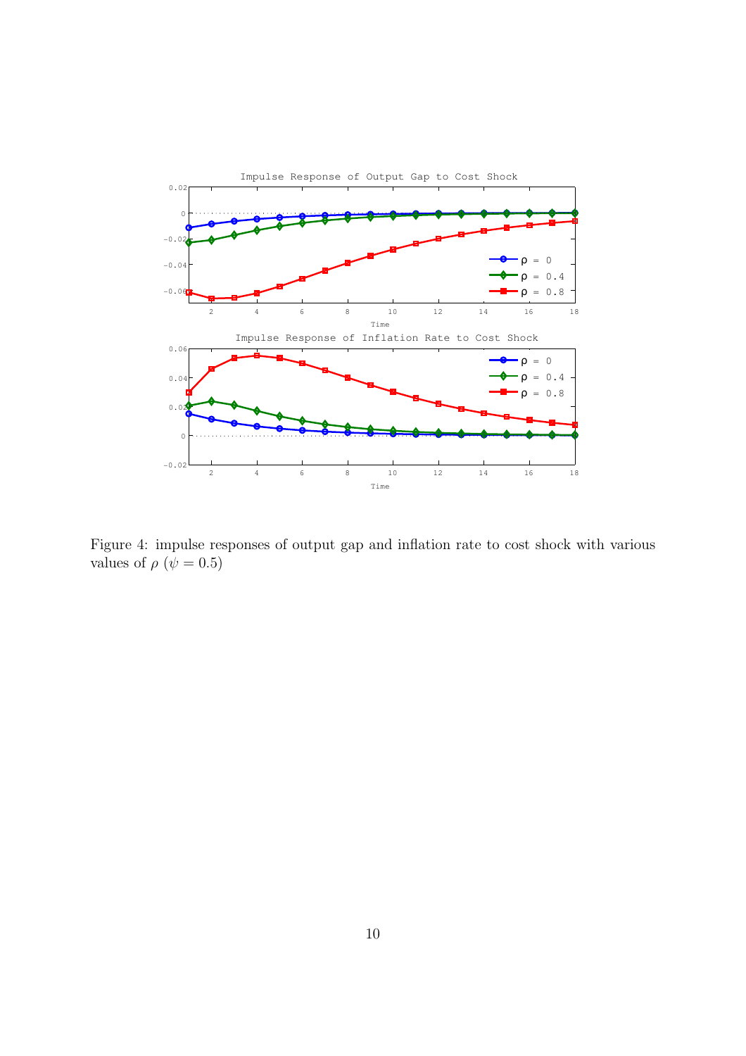Impulse Response of Output Gap to Cost Shock

0.02
0
−0.02
−0.04
−0.06

2 4 6 8 10 12 14 16 18

Time

ρ = 0
ρ = 0.4
ρ = 0.8

Impulse Response of Inflation Rate to Cost Shock

0.06
0.04
0.02
0
−0.02

2 4 6 8 10 12 14 16 18

Time

ρ = 0
ρ = 0.4
ρ = 0.8

Figure 4: impulse responses of output gap and inflation rate to cost shock with various values of $\rho$ ($\psi = 0.5$)